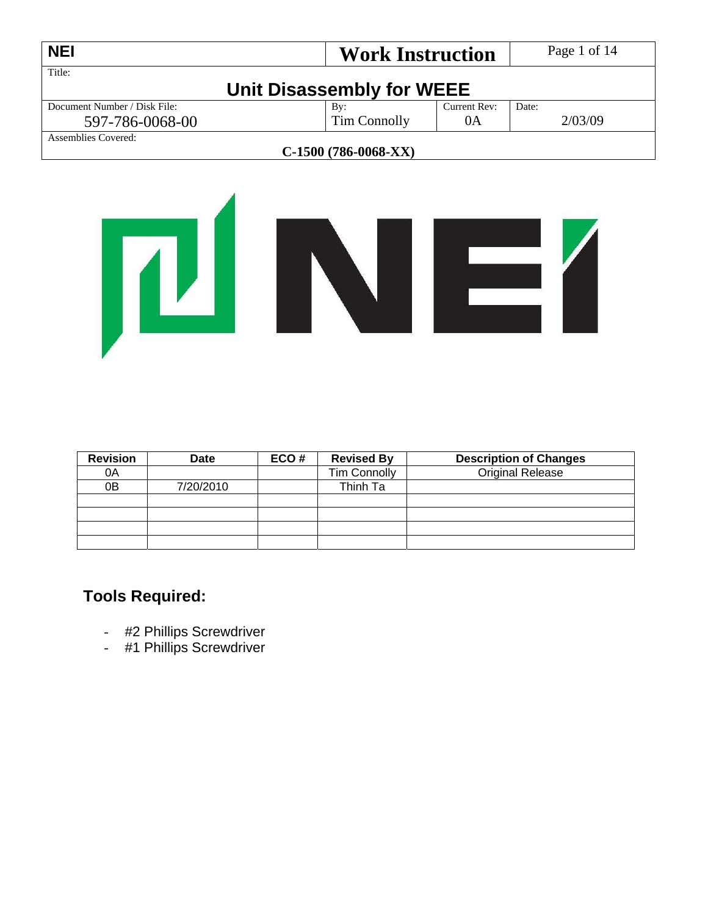| NEI | Work Instruction | |
|---|---|---|
| Title: **Unit Disassembly for WEEE** | | |
| Document Number / Disk File: 597-786-0068-00 | By: Tim Connolly | Current Rev: 0A | Date: 2/03/09 |
| Assemblies Covered: **C-1500 (786-0068-XX)** | | |

| Revision | Date | ECO # | Revised By | Description of Changes |
|---|---|---|---|---|
| 0A | | | Tim Connolly | Original Release |
| 0B | 7/20/2010 | | Thinh Ta | |
| | | | | |
| | | | | |
| | | | | |
| | | | | |

## Tools Required:

- #2 Phillips Screwdriver
- #1 Phillips Screwdriver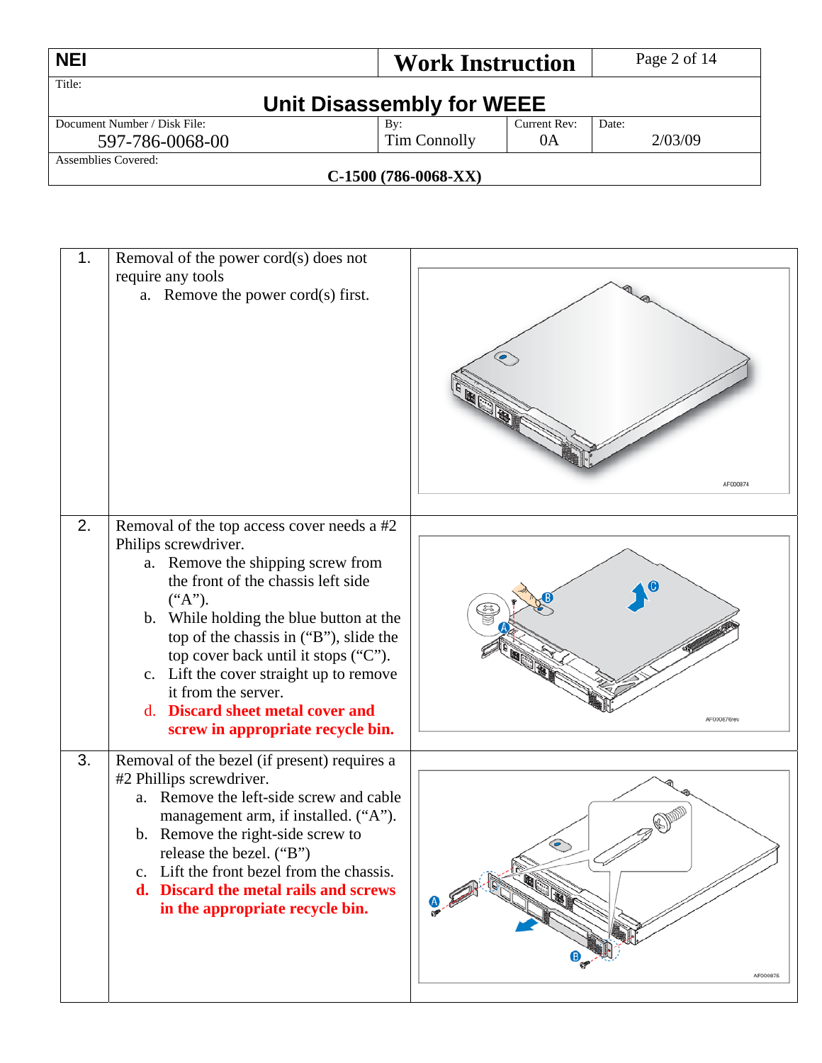| NEI | Work Instruction | | Page 2 of 14 |
|---|---|---|---|
| Title: **Unit Disassembly for WEEE** | | | |
| Document Number / Disk File: 597-786-0068-00 | By: Tim Connolly | Current Rev: 0A | Date: 2/03/09 |
| Assemblies Covered: **C-1500 (786-0068-XX)** | | | |

| | | |
|---|---|---|
| 1. | Removal of the power cord(s) does not require any tools<br>a. Remove the power cord(s) first. | AF000874 |
| 2. | Removal of the top access cover needs a #2 Philips screwdriver.<br>a. Remove the shipping screw from the front of the chassis left side (“A”).<br>b. While holding the blue button at the top of the chassis in (“B”), slide the top cover back until it stops (“C”).<br>c. Lift the cover straight up to remove it from the server.<br>**d. Discard sheet metal cover and screw in appropriate recycle bin.** | A B C AF000876rev |
| 3. | Removal of the bezel (if present) requires a #2 Phillips screwdriver.<br>a. Remove the left-side screw and cable management arm, if installed. (“A”).<br>b. Remove the right-side screw to release the bezel. (“B”)<br>c. Lift the front bezel from the chassis.<br>**d. Discard the metal rails and screws in the appropriate recycle bin.** | A B AF000875 |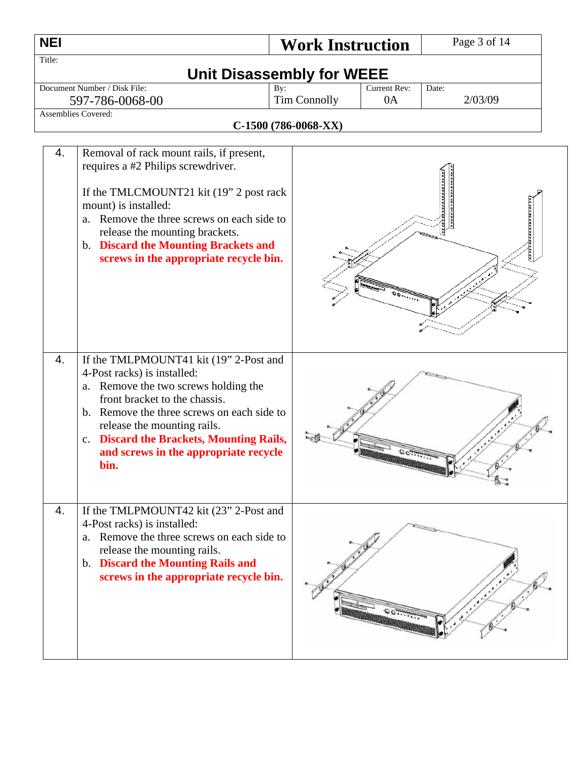| NEI | Work Instruction | |
|---|---|---|
| Title: **Unit Disassembly for WEEE** | | |
| Document Number / Disk File: 597-786-0068-00 | By: Tim Connolly | Current Rev: 0A | Date: 2/03/09 |
| Assemblies Covered: **C-1500 (786-0068-XX)** | | |

| | | |
|---|---|---|
| 4. | Removal of rack mount rails, if present, requires a #2 Philips screwdriver.<br><br>If the TMLCMOUNT21 kit (19" 2 post rack mount) is installed:<br>a. Remove the three screws on each side to release the mounting brackets.<br>b. **Discard the Mounting Brackets and screws in the appropriate recycle bin.** | |
| 4. | If the TMLPMOUNT41 kit (19" 2-Post and 4-Post racks) is installed:<br>a. Remove the two screws holding the front bracket to the chassis.<br>b. Remove the three screws on each side to release the mounting rails.<br>c. **Discard the Brackets, Mounting Rails, and screws in the appropriate recycle bin.** | |
| 4. | If the TMLPMOUNT42 kit (23" 2-Post and 4-Post racks) is installed:<br>a. Remove the three screws on each side to release the mounting rails.<br>b. **Discard the Mounting Rails and screws in the appropriate recycle bin.** | |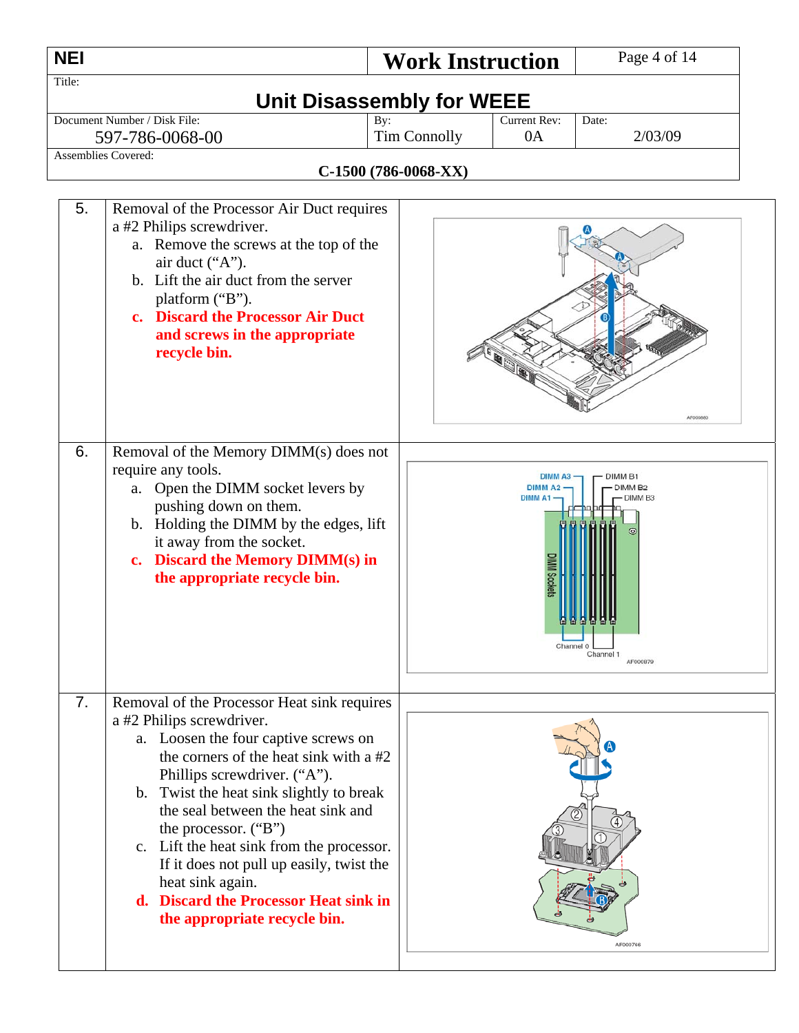| NEI | Work Instruction | |
|---|---|---|
| Title: **Unit Disassembly for WEEE** | | |
| Document Number / Disk File: 597-786-0068-00 | By: Tim Connolly | Current Rev: 0A | Date: 2/03/09 |
| Assemblies Covered: **C-1500 (786-0068-XX)** | | |

| Step | Instruction | Illustration |
|---|---|---|
| 5. | Removal of the Processor Air Duct requires a #2 Philips screwdriver.<br>a. Remove the screws at the top of the air duct ("A").<br>b. Lift the air duct from the server platform ("B").<br>**c. Discard the Processor Air Duct and screws in the appropriate recycle bin.** | |
| 6. | Removal of the Memory DIMM(s) does not require any tools.<br>a. Open the DIMM socket levers by pushing down on them.<br>b. Holding the DIMM by the edges, lift it away from the socket.<br>**c. Discard the Memory DIMM(s) in the appropriate recycle bin.** | |
| 7. | Removal of the Processor Heat sink requires a #2 Philips screwdriver.<br>a. Loosen the four captive screws on the corners of the heat sink with a #2 Phillips screwdriver. ("A").<br>b. Twist the heat sink slightly to break the seal between the heat sink and the processor. ("B")<br>c. Lift the heat sink from the processor. If it does not pull up easily, twist the heat sink again.<br>**d. Discard the Processor Heat sink in the appropriate recycle bin.** | |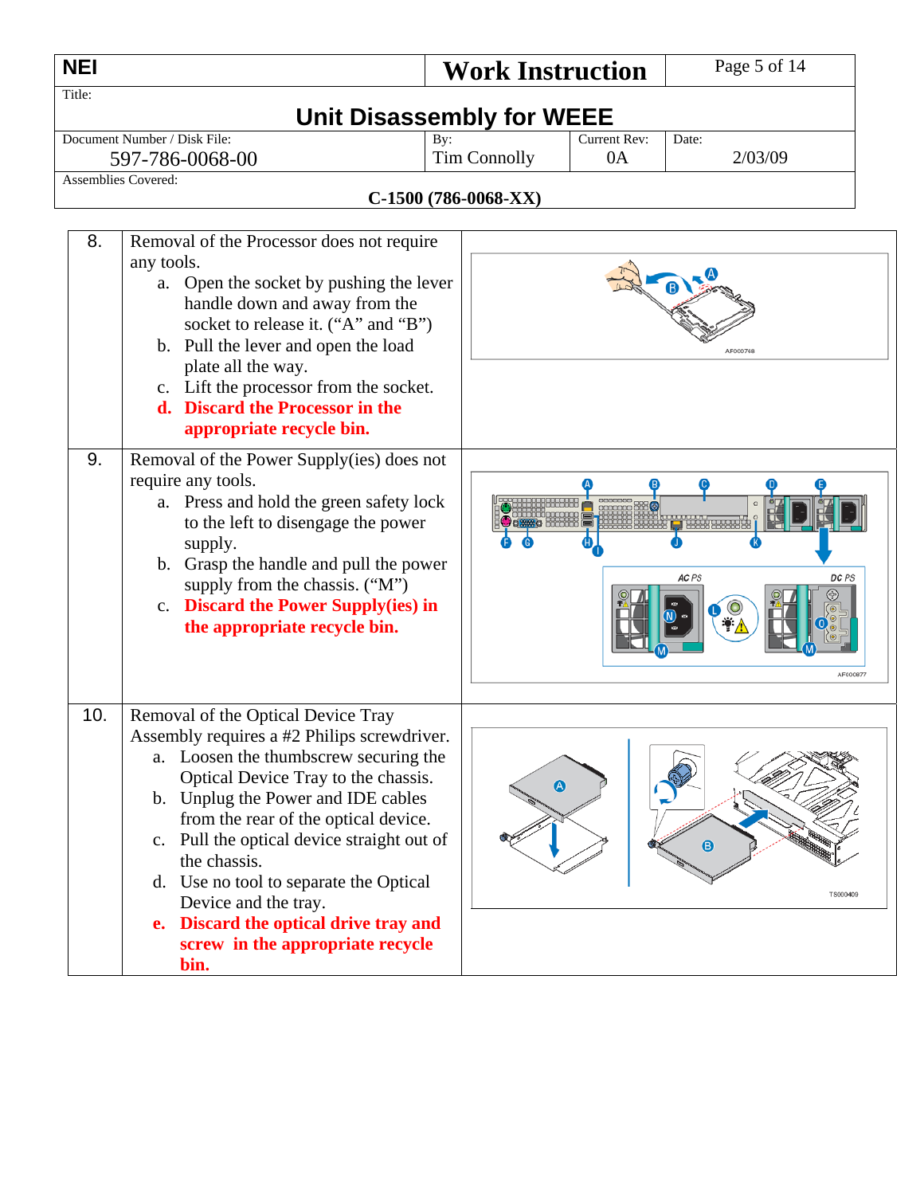| NEI | Work Instruction | |
|---|---|---|
| Title: **Unit Disassembly for WEEE** | | |
| Document Number / Disk File: 597-786-0068-00 | By: Tim Connolly | Current Rev: 0A | Date: 2/03/09 |
| Assemblies Covered: **C-1500 (786-0068-XX)** | | |

| Step | Instruction |
|---|---|
| 8. | Removal of the Processor does not require any tools.<br>a. Open the socket by pushing the lever handle down and away from the socket to release it. ("A" and "B")<br>b. Pull the lever and open the load plate all the way.<br>c. Lift the processor from the socket.<br>**d. Discard the Processor in the appropriate recycle bin.** |
| 9. | Removal of the Power Supply(ies) does not require any tools.<br>a. Press and hold the green safety lock to the left to disengage the power supply.<br>b. Grasp the handle and pull the power supply from the chassis. ("M")<br>**c. Discard the Power Supply(ies) in the appropriate recycle bin.** |
| 10. | Removal of the Optical Device Tray Assembly requires a #2 Philips screwdriver.<br>a. Loosen the thumbscrew securing the Optical Device Tray to the chassis.<br>b. Unplug the Power and IDE cables from the rear of the optical device.<br>c. Pull the optical device straight out of the chassis.<br>d. Use no tool to separate the Optical Device and the tray.<br>**e. Discard the optical drive tray and screw in the appropriate recycle bin.** |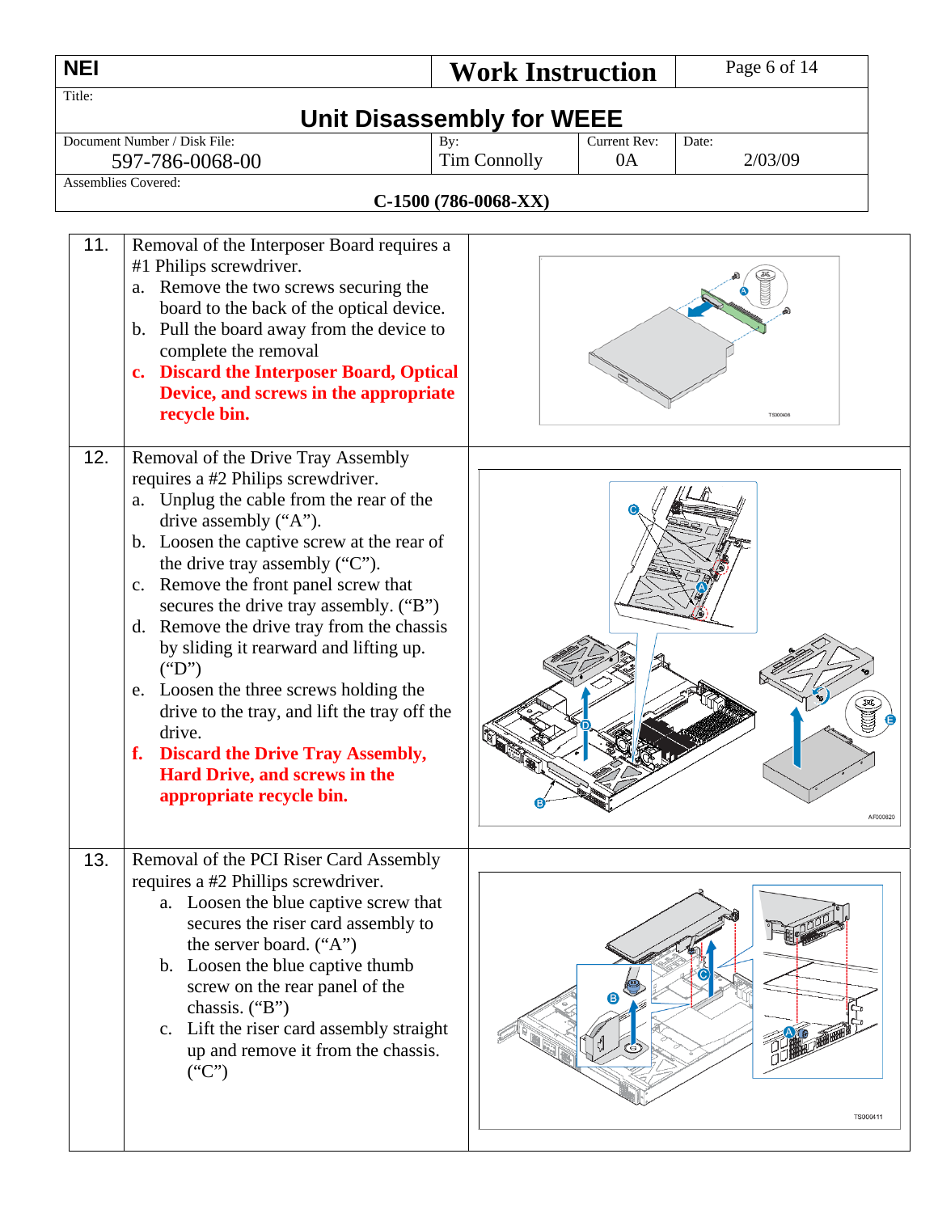| NEI | Work Instruction | |
|---|---|---|
| Title: **Unit Disassembly for WEEE** | | |
| Document Number / Disk File: 597-786-0068-00 | By: Tim Connolly | Current Rev: 0A | Date: 2/03/09 |
| Assemblies Covered: **C-1500 (786-0068-XX)** | | |

| | | |
|---|---|---|
| 11. | Removal of the Interposer Board requires a #1 Philips screwdriver.<br>a. Remove the two screws securing the board to the back of the optical device.<br>b. Pull the board away from the device to complete the removal<br>**c. Discard the Interposer Board, Optical Device, and screws in the appropriate recycle bin.** | |
| 12. | Removal of the Drive Tray Assembly requires a #2 Philips screwdriver.<br>a. Unplug the cable from the rear of the drive assembly (“A”).<br>b. Loosen the captive screw at the rear of the drive tray assembly (“C”).<br>c. Remove the front panel screw that secures the drive tray assembly. (“B”)<br>d. Remove the drive tray from the chassis by sliding it rearward and lifting up. (“D”)<br>e. Loosen the three screws holding the drive to the tray, and lift the tray off the drive.<br>**f. Discard the Drive Tray Assembly, Hard Drive, and screws in the appropriate recycle bin.** | |
| 13. | Removal of the PCI Riser Card Assembly requires a #2 Phillips screwdriver.<br>a. Loosen the blue captive screw that secures the riser card assembly to the server board. (“A”)<br>b. Loosen the blue captive thumb screw on the rear panel of the chassis. (“B”)<br>c. Lift the riser card assembly straight up and remove it from the chassis. (“C”) | |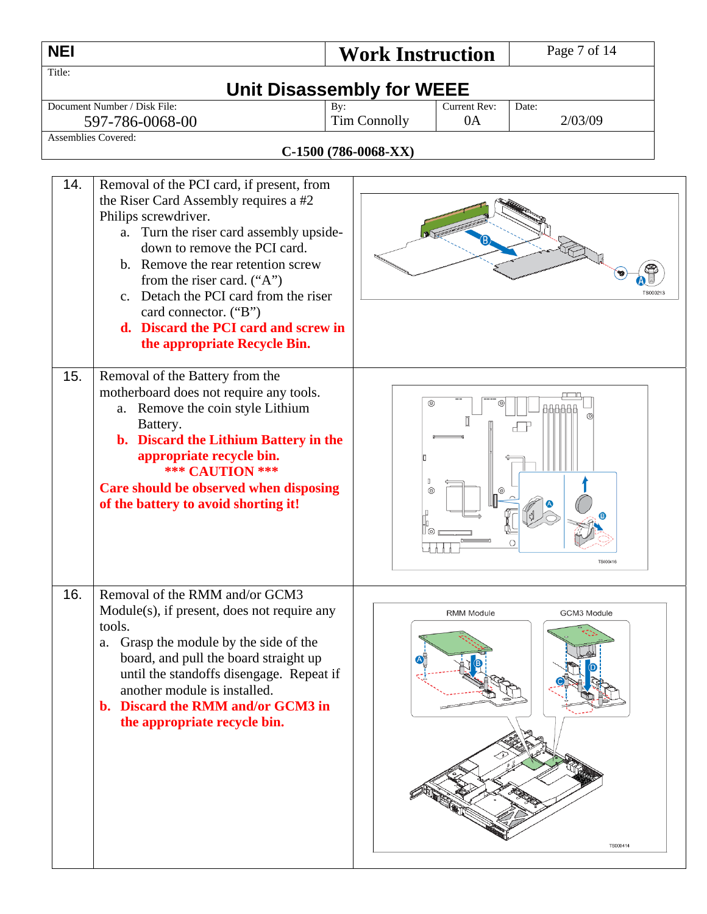| NEI | Work Instruction | | Page 7 of 14 |
|---|---|---|---|
| Title: **Unit Disassembly for WEEE** | | | |
| Document Number / Disk File: 597-786-0068-00 | By: Tim Connolly | Current Rev: 0A | Date: 2/03/09 |
| Assemblies Covered: **C-1500 (786-0068-XX)** | | | |

| | | |
|---|---|---|
| 14. | Removal of the PCI card, if present, from the Riser Card Assembly requires a #2 Philips screwdriver.<br>a. Turn the riser card assembly upside-down to remove the PCI card.<br>b. Remove the rear retention screw from the riser card. ("A")<br>c. Detach the PCI card from the riser card connector. ("B")<br>**d. Discard the PCI card and screw in the appropriate Recycle Bin.** | |
| 15. | Removal of the Battery from the motherboard does not require any tools.<br>a. Remove the coin style Lithium Battery.<br>**b. Discard the Lithium Battery in the appropriate recycle bin.**<br>**\*\*\* CAUTION \*\*\***<br>**Care should be observed when disposing of the battery to avoid shorting it!** | |
| 16. | Removal of the RMM and/or GCM3 Module(s), if present, does not require any tools.<br>a. Grasp the module by the side of the board, and pull the board straight up until the standoffs disengage. Repeat if another module is installed.<br>**b. Discard the RMM and/or GCM3 in the appropriate recycle bin.** | |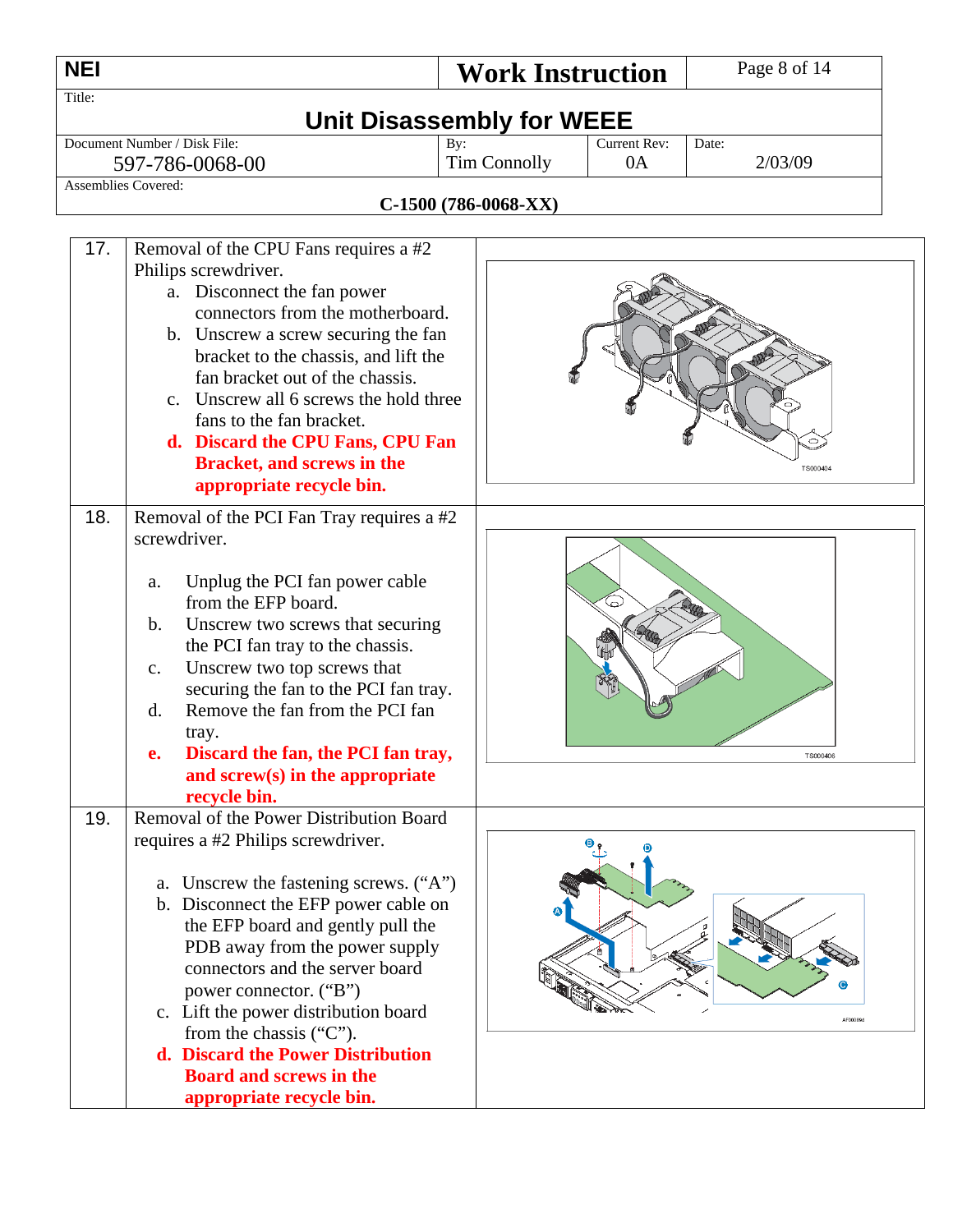| | | |
|---|---|---|
| **NEI** | **Work Instruction** | |
| Title: **Unit Disassembly for WEEE** | | |
| Document Number / Disk File: 597-786-0068-00 | By: Tim Connolly | Current Rev: 0A | Date: 2/03/09 |
| Assemblies Covered: **C-1500 (786-0068-XX)** | | |

| | | |
|---|---|---|
| 17. | Removal of the CPU Fans requires a #2 Philips screwdriver.<br>a. Disconnect the fan power connectors from the motherboard.<br>b. Unscrew a screw securing the fan bracket to the chassis, and lift the fan bracket out of the chassis.<br>c. Unscrew all 6 screws the hold three fans to the fan bracket.<br>**d. Discard the CPU Fans, CPU Fan Bracket, and screws in the appropriate recycle bin.** | TS000404 |
| 18. | Removal of the PCI Fan Tray requires a #2 screwdriver.<br>a. Unplug the PCI fan power cable from the EFP board.<br>b. Unscrew two screws that securing the PCI fan tray to the chassis.<br>c. Unscrew two top screws that securing the fan to the PCI fan tray.<br>d. Remove the fan from the PCI fan tray.<br>**e. Discard the fan, the PCI fan tray, and screw(s) in the appropriate recycle bin.** | TS000406 |
| 19. | Removal of the Power Distribution Board requires a #2 Philips screwdriver.<br>a. Unscrew the fastening screws. ("A")<br>b. Disconnect the EFP power cable on the EFP board and gently pull the PDB away from the power supply connectors and the server board power connector. ("B")<br>c. Lift the power distribution board from the chassis ("C").<br>**d. Discard the Power Distribution Board and screws in the appropriate recycle bin.** | AF000894 |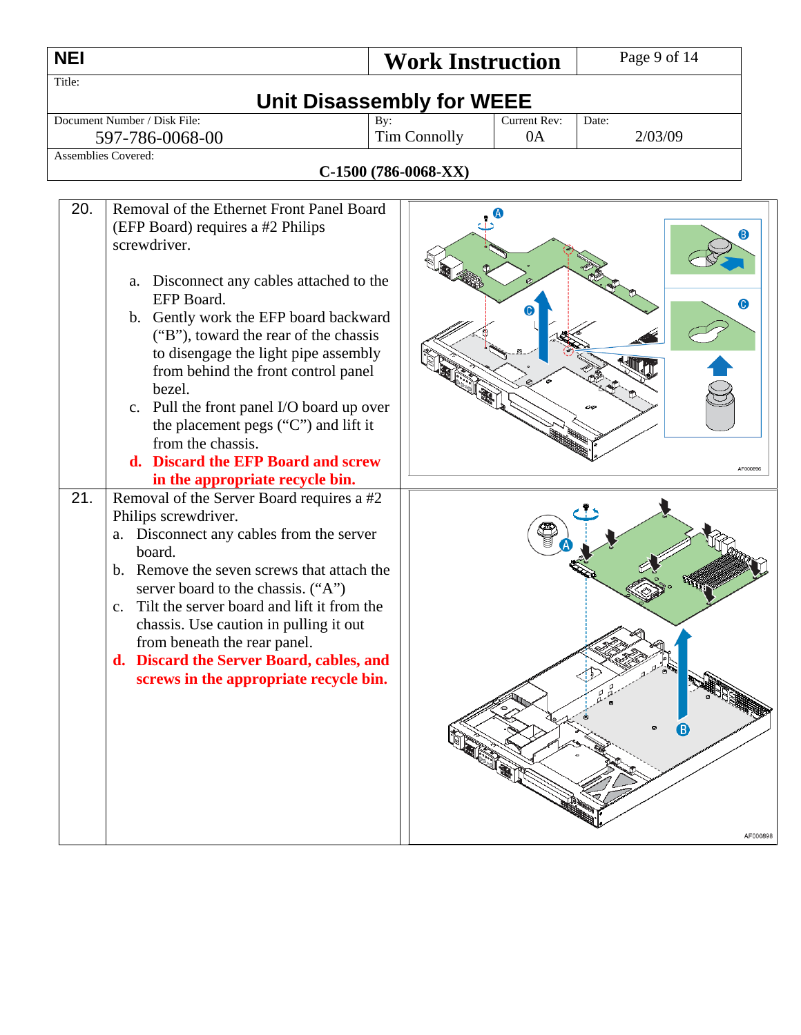| NEI | Work Instruction | | |
|---|---|---|---|
| Title: **Unit Disassembly for WEEE** | | | |
| Document Number / Disk File: 597-786-0068-00 | By: Tim Connolly | Current Rev: 0A | Date: 2/03/09 |
| Assemblies Covered: **C-1500 (786-0068-XX)** | | | |

| | | |
|---|---|---|
| 20. | Removal of the Ethernet Front Panel Board (EFP Board) requires a #2 Philips screwdriver.<br><br>a. Disconnect any cables attached to the EFP Board.<br>b. Gently work the EFP board backward ("B"), toward the rear of the chassis to disengage the light pipe assembly from behind the front control panel bezel.<br>c. Pull the front panel I/O board up over the placement pegs ("C") and lift it from the chassis.<br>**d. Discard the EFP Board and screw in the appropriate recycle bin.** | |
| 21. | Removal of the Server Board requires a #2 Philips screwdriver.<br>a. Disconnect any cables from the server board.<br>b. Remove the seven screws that attach the server board to the chassis. ("A")<br>c. Tilt the server board and lift it from the chassis. Use caution in pulling it out from beneath the rear panel.<br>**d. Discard the Server Board, cables, and screws in the appropriate recycle bin.** | |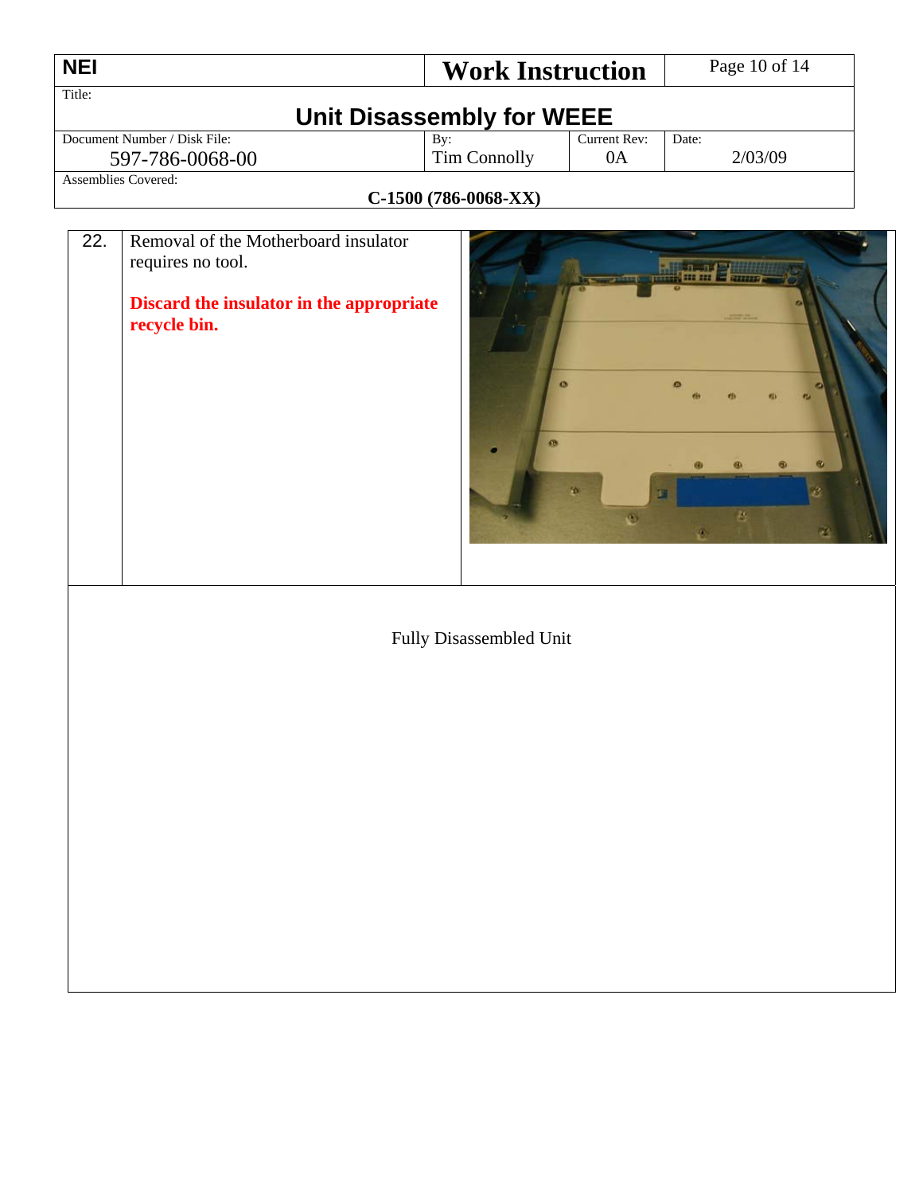| NEI | Work Instruction | |
|---|---|---|
| Title: **Unit Disassembly for WEEE** | | |
| Document Number / Disk File: 597-786-0068-00 | By: Tim Connolly | Current Rev: 0A | Date: 2/03/09 |
| Assemblies Covered: **C-1500 (786-0068-XX)** | | |

| | | |
|---|---|---|
| 22. | Removal of the Motherboard insulator requires no tool.<br><br>**Discard the insulator in the appropriate recycle bin.** | |

Fully Disassembled Unit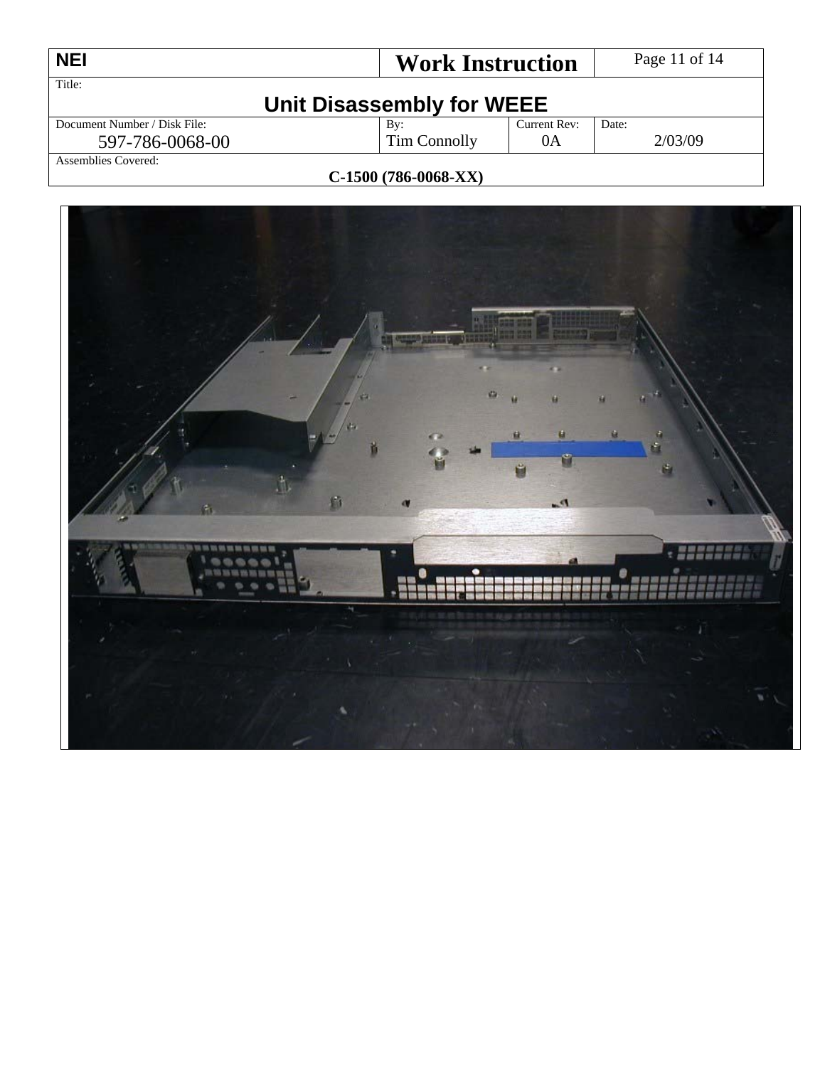| NEI | Work Instruction | | Page 11 of 14 |
|---|---|---|---|
| Title: **Unit Disassembly for WEEE** | | | |
| Document Number / Disk File: 597-786-0068-00 | By: Tim Connolly | Current Rev: 0A | Date: 2/03/09 |
| Assemblies Covered: **C-1500 (786-0068-XX)** | | | |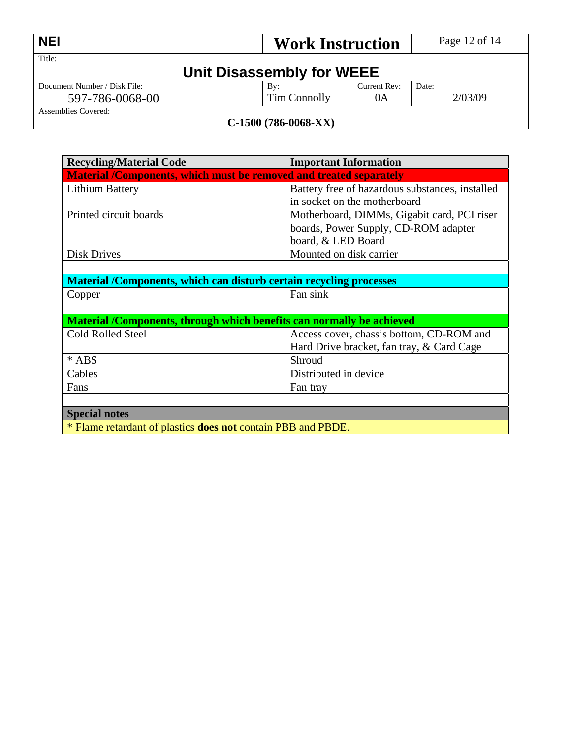| NEI | Work Instruction | | |
|---|---|---|---|
| Title: **Unit Disassembly for WEEE** | | | |
| Document Number / Disk File: 597-786-0068-00 | By: Tim Connolly | Current Rev: 0A | Date: 2/03/09 |
| Assemblies Covered: **C-1500 (786-0068-XX)** | | | |

| Recycling/Material Code | Important Information |
|---|---|
| **Material /Components, which must be removed and treated separately** | |
| Lithium Battery | Battery free of hazardous substances, installed in socket on the motherboard |
| Printed circuit boards | Motherboard, DIMMs, Gigabit card, PCI riser boards, Power Supply, CD-ROM adapter board, & LED Board |
| Disk Drives | Mounted on disk carrier |
| | |
| **Material /Components, which can disturb certain recycling processes** | |
| Copper | Fan sink |
| | |
| **Material /Components, through which benefits can normally be achieved** | |
| Cold Rolled Steel | Access cover, chassis bottom, CD-ROM and Hard Drive bracket, fan tray, & Card Cage |
| * ABS | Shroud |
| Cables | Distributed in device |
| Fans | Fan tray |
| | |
| **Special notes** | |
| * Flame retardant of plastics **does not** contain PBB and PBDE. | |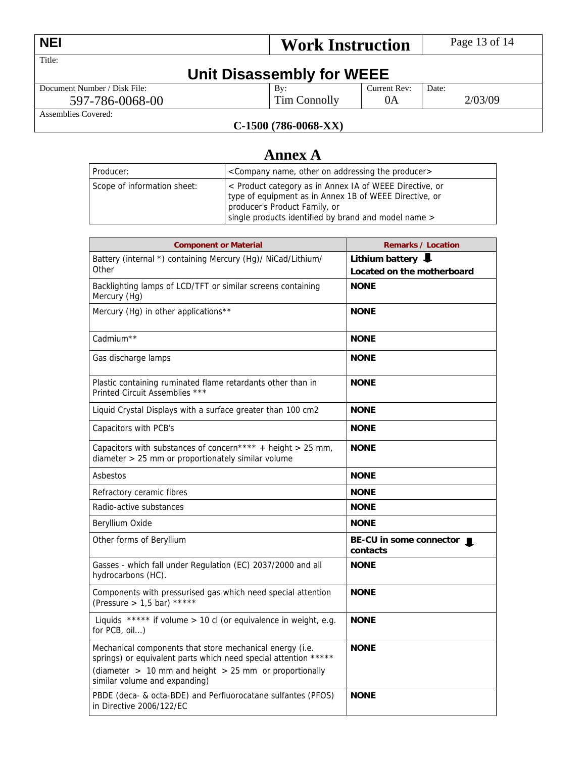| NEI | Work Instruction | | |
|---|---|---|---|
| Title: **Unit Disassembly for WEEE** | | | |
| Document Number / Disk File: 597-786-0068-00 | By: Tim Connolly | Current Rev: 0A | Date: 2/03/09 |
| Assemblies Covered: **C-1500 (786-0068-XX)** | | | |

# Annex A

| Producer: | <Company name, other on addressing the producer> |
|---|---|
| Scope of information sheet: | < Product category as in Annex IA of WEEE Directive, or type of equipment as in Annex 1B of WEEE Directive, or producer's Product Family, or single products identified by brand and model name > |

| Component or Material | Remarks / Location |
|---|---|
| Battery (internal *) containing Mercury (Hg)/ NiCad/Lithium/ Other | **Lithium battery ⬇ Located on the motherboard** |
| Backlighting lamps of LCD/TFT or similar screens containing Mercury (Hg) | **NONE** |
| Mercury (Hg) in other applications** | **NONE** |
| Cadmium** | **NONE** |
| Gas discharge lamps | **NONE** |
| Plastic containing ruminated flame retardants other than in Printed Circuit Assemblies *** | **NONE** |
| Liquid Crystal Displays with a surface greater than 100 cm2 | **NONE** |
| Capacitors with PCB's | **NONE** |
| Capacitors with substances of concern**** + height > 25 mm, diameter > 25 mm or proportionately similar volume | **NONE** |
| Asbestos | **NONE** |
| Refractory ceramic fibres | **NONE** |
| Radio-active substances | **NONE** |
| Beryllium Oxide | **NONE** |
| Other forms of Beryllium | **BE-CU in some connector contacts** ⬇ |
| Gasses - which fall under Regulation (EC) 2037/2000 and all hydrocarbons (HC). | **NONE** |
| Components with pressurised gas which need special attention (Pressure > 1,5 bar) ***** | **NONE** |
| Liquids ***** if volume > 10 cl (or equivalence in weight, e.g. for PCB, oil…) | **NONE** |
| Mechanical components that store mechanical energy (i.e. springs) or equivalent parts which need special attention ***** (diameter > 10 mm and height > 25 mm or proportionally similar volume and expanding) | **NONE** |
| PBDE (deca- & octa-BDE) and Perfluorocatane sulfantes (PFOS) in Directive 2006/122/EC | **NONE** |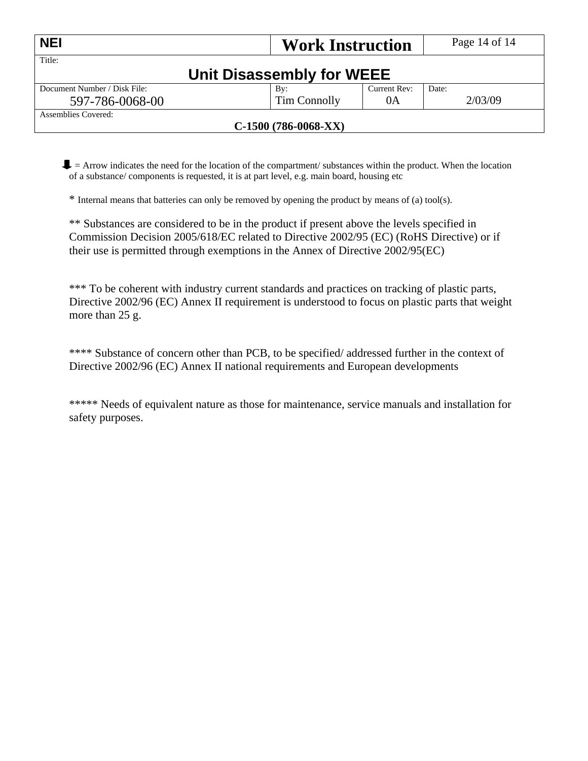⬇ = Arrow indicates the need for the location of the compartment/ substances within the product. When the location of a substance/ components is requested, it is at part level, e.g. main board, housing etc

* Internal means that batteries can only be removed by opening the product by means of (a) tool(s).

** Substances are considered to be in the product if present above the levels specified in Commission Decision 2005/618/EC related to Directive 2002/95 (EC) (RoHS Directive) or if their use is permitted through exemptions in the Annex of Directive 2002/95(EC)

*** To be coherent with industry current standards and practices on tracking of plastic parts, Directive 2002/96 (EC) Annex II requirement is understood to focus on plastic parts that weight more than 25 g.

**** Substance of concern other than PCB, to be specified/ addressed further in the context of Directive 2002/96 (EC) Annex II national requirements and European developments

***** Needs of equivalent nature as those for maintenance, service manuals and installation for safety purposes.